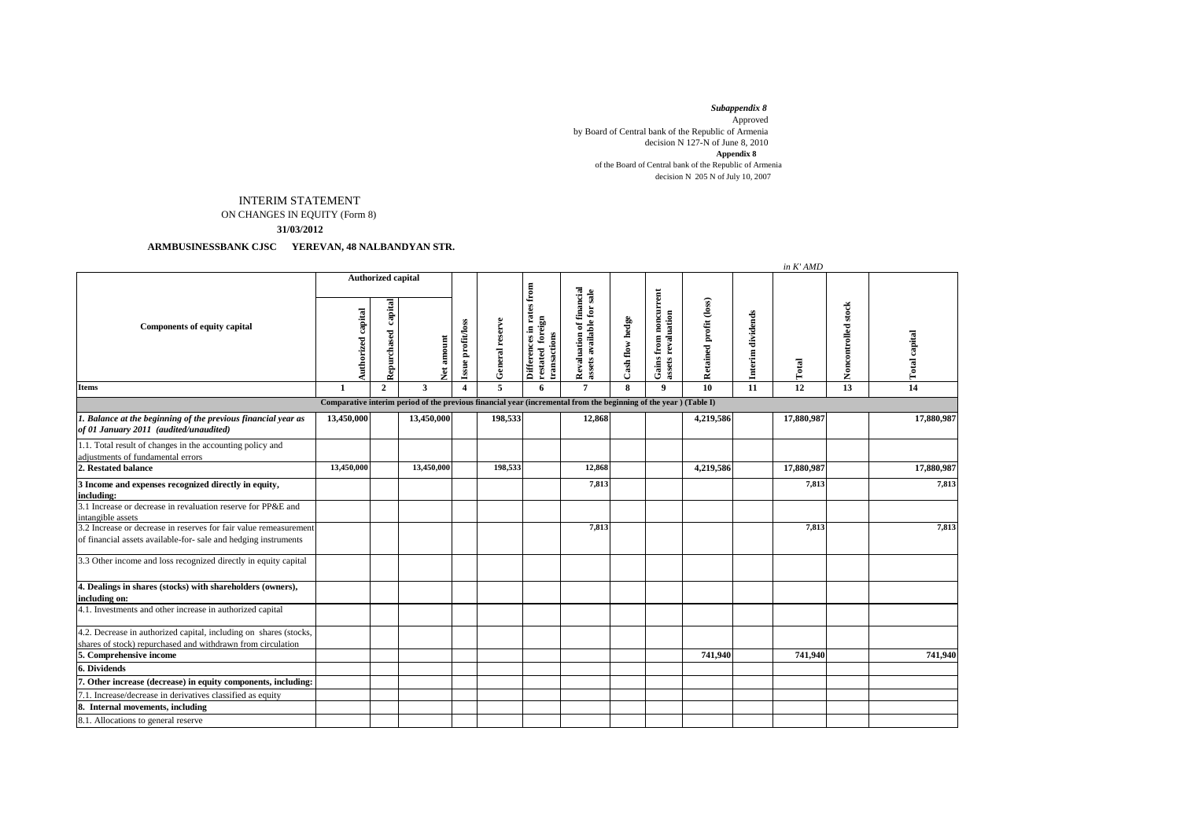*Subappendix 8*
Approved
by Board of Central bank of the Republic of Armenia
decision N 127-N of June 8, 2010
**Appendix 8**
of the Board of Central bank of the Republic of Armenia
decision N 205 N of July 10, 2007

# INTERIM STATEMENT

## ON CHANGES IN EQUITY (Form 8)

**31/03/2012**

**ARMBUSINESSBANK CJSC YEREVAN, 48 NALBANDYAN STR.**

*in K' AMD*

| Components of equity capital | Authorized capital | | | | | | | | | | | | | |
|---|---|---|---|---|---|---|---|---|---|---|---|---|---|---|
| | Authorized capital | Repurchased capital | Net amount | Issue profit/loss | General reserve | Differences in rates from restated foreign transactions | Revaluation of financial assets available for sale | Cash flow hedge | Gains from noncurrent assets revaluation | Retained profit (loss) | Interim dividends | Total | Noncontrolled stock | Total capital |
| **Items** | **1** | **2** | **3** | **4** | **5** | **6** | **7** | **8** | **9** | **10** | **11** | **12** | **13** | **14** |
| **Comparative interim period of the previous financial year (incremental from the beginning of the year ) (Table I)** | | | | | | | | | | | | | | |
| ***1. Balance at the beginning of the previous financial year as of 01 January 2011 (audited/unaudited)*** | **13,450,000** | | **13,450,000** | | **198,533** | | **12,868** | | | **4,219,586** | | **17,880,987** | | **17,880,987** |
| 1.1. Total result of changes in the accounting policy and adjustments of fundamental errors | | | | | | | | | | | | | | |
| **2. Restated balance** | **13,450,000** | | **13,450,000** | | **198,533** | | **12,868** | | | **4,219,586** | | **17,880,987** | | **17,880,987** |
| **3 Income and expenses recognized directly in equity, including:** | | | | | | | **7,813** | | | | | **7,813** | | **7,813** |
| 3.1 Increase or decrease in revaluation reserve for PP&E and intangible assets | | | | | | | | | | | | | | |
| 3.2 Increase or decrease in reserves for fair value remeasurement of financial assets available-for- sale and hedging instruments | | | | | | | **7,813** | | | | | **7,813** | | **7,813** |
| 3.3 Other income and loss recognized directly in equity capital | | | | | | | | | | | | | | |
| **4. Dealings in shares (stocks) with shareholders (owners), including on:** | | | | | | | | | | | | | | |
| 4.1. Investments and other increase in authorized capital | | | | | | | | | | | | | | |
| 4.2. Decrease in authorized capital, including on shares (stocks, shares of stock) repurchased and withdrawn from circulation | | | | | | | | | | | | | | |
| **5. Comprehensive income** | | | | | | | | | | **741,940** | | **741,940** | | **741,940** |
| **6. Dividends** | | | | | | | | | | | | | | |
| **7. Other increase (decrease) in equity components, including:** | | | | | | | | | | | | | | |
| 7.1. Increase/decrease in derivatives classified as equity | | | | | | | | | | | | | | |
| **8. Internal movements, including** | | | | | | | | | | | | | | |
| 8.1. Allocations to general reserve | | | | | | | | | | | | | | |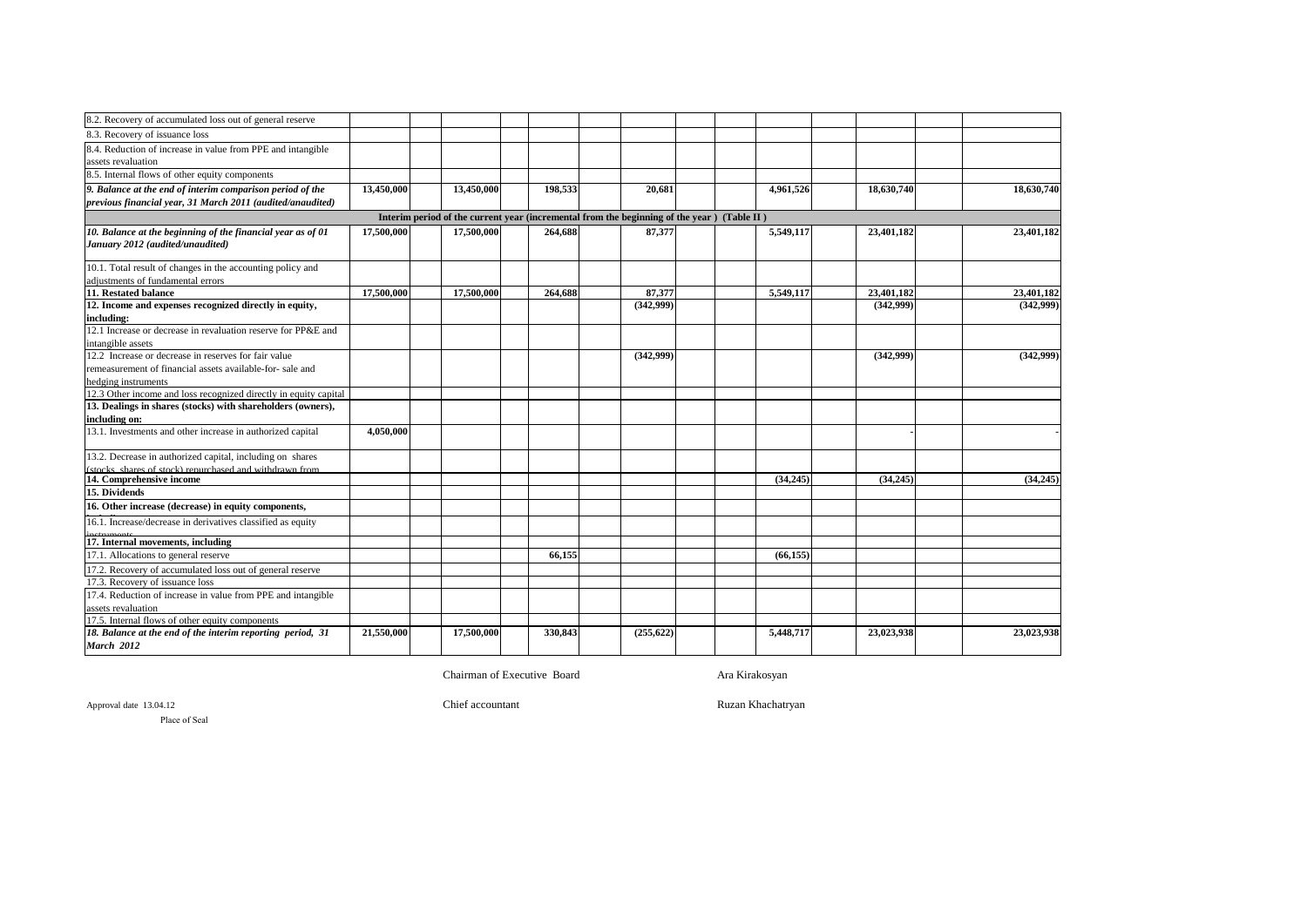| | | | | | | | | | | | | | | |
|---|---|---|---|---|---|---|---|---|---|---|---|---|---|---|
| 8.2. Recovery of accumulated loss out of general reserve | | | | | | | | | | | | | | |
| 8.3. Recovery of issuance loss | | | | | | | | | | | | | | |
| 8.4. Reduction of increase in value from PPE and intangible assets revaluation | | | | | | | | | | | | | | |
| 8.5. Internal flows of other equity components | | | | | | | | | | | | | | |
| ***9. Balance at the end of interim comparison period of the previous financial year, 31 March 2011 (audited/anaudited)*** | **13,450,000** | | **13,450,000** | | **198,533** | | **20,681** | | | **4,961,526** | | **18,630,740** | | **18,630,740** |
| **Interim period of the current year (incremental from the beginning of the year ) (Table II )** | | | | | | | | | | | | | | |
| ***10. Balance at the beginning of the financial year as of 01 January 2012 (audited/unaudited)*** | **17,500,000** | | **17,500,000** | | **264,688** | | **87,377** | | | **5,549,117** | | **23,401,182** | | **23,401,182** |
| 10.1. Total result of changes in the accounting policy and adjustments of fundamental errors | | | | | | | | | | | | | | |
| **11. Restated balance** | **17,500,000** | | **17,500,000** | | **264,688** | | **87,377** | | | **5,549,117** | | **23,401,182** | | **23,401,182** |
| **12. Income and expenses recognized directly in equity, including:** | | | | | | | **(342,999)** | | | | | **(342,999)** | | **(342,999)** |
| 12.1 Increase or decrease in revaluation reserve for PP&E and intangible assets | | | | | | | | | | | | | | |
| 12.2 Increase or decrease in reserves for fair value remeasurement of financial assets available-for- sale and hedging instruments | | | | | | | **(342,999)** | | | | | **(342,999)** | | **(342,999)** |
| 12.3 Other income and loss recognized directly in equity capital | | | | | | | | | | | | | | |
| **13. Dealings in shares (stocks) with shareholders (owners), including on:** | | | | | | | | | | | | | | |
| 13.1. Investments and other increase in authorized capital | **4,050,000** | | | | | | | | | | | - | | - |
| 13.2. Decrease in authorized capital, including on shares (stocks, shares of stock) repurchased and withdrawn from | | | | | | | | | | | | | | |
| **14. Comprehensive income** | | | | | | | | | | **(34,245)** | | **(34,245)** | | **(34,245)** |
| **15. Dividends** | | | | | | | | | | | | | | |
| **16. Other increase (decrease) in equity components,** | | | | | | | | | | | | | | |
| 16.1. Increase/decrease in derivatives classified as equity instruments | | | | | | | | | | | | | | |
| **17. Internal movements, including** | | | | | | | | | | | | | | |
| 17.1. Allocations to general reserve | | | | | **66,155** | | | | | **(66,155)** | | | | |
| 17.2. Recovery of accumulated loss out of general reserve | | | | | | | | | | | | | | |
| 17.3. Recovery of issuance loss | | | | | | | | | | | | | | |
| 17.4. Reduction of increase in value from PPE and intangible assets revaluation | | | | | | | | | | | | | | |
| 17.5. Internal flows of other equity components | | | | | | | | | | | | | | |
| ***18. Balance at the end of the interim reporting period, 31 March 2012*** | **21,550,000** | | **17,500,000** | | **330,843** | | **(255,622)** | | | **5,448,717** | | **23,023,938** | | **23,023,938** |

Chairman of Executive Board Ara Kirakosyan

Approval date 13.04.12

Chief accountant Ruzan Khachatryan

Place of Seal